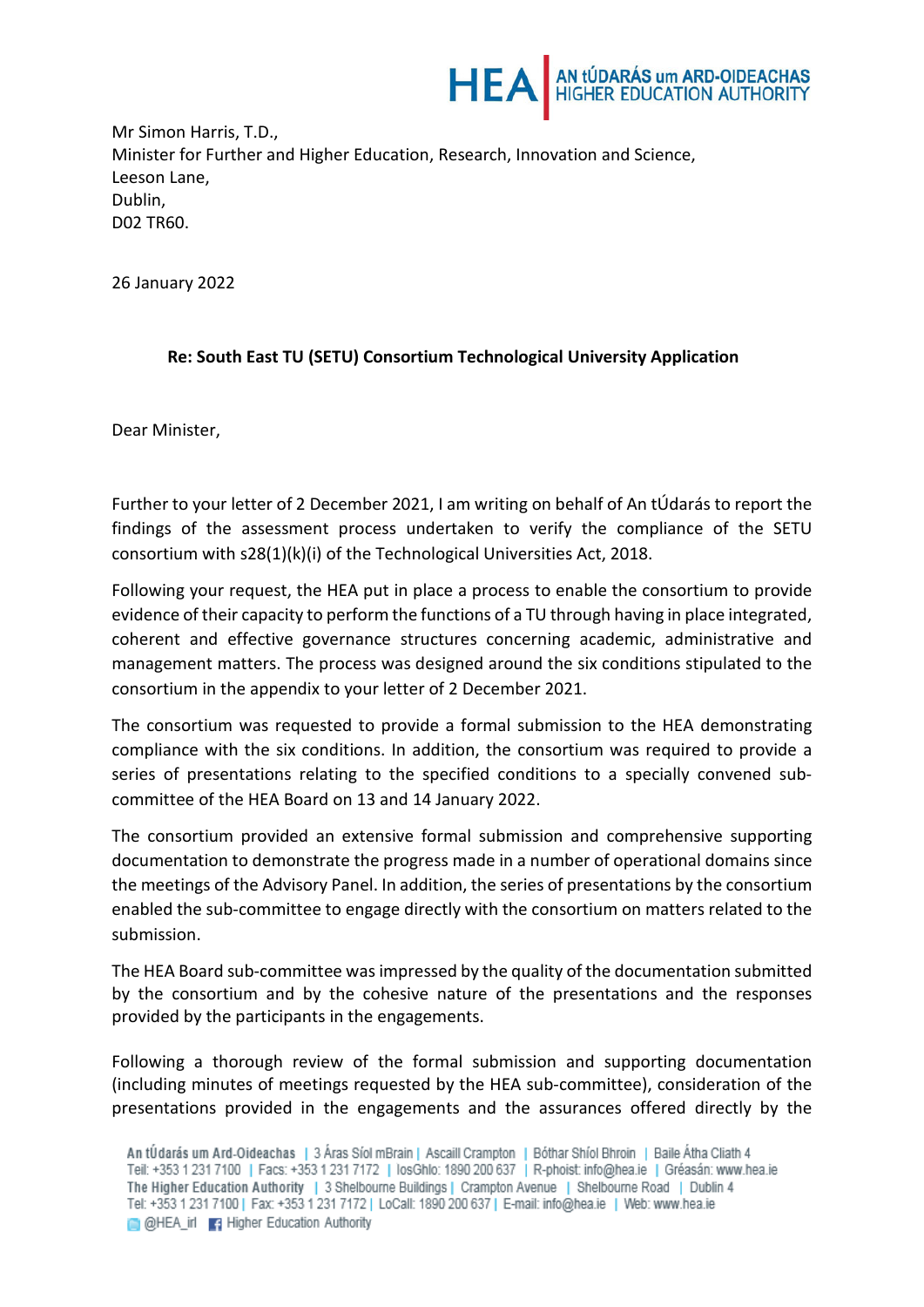Mr Simon Harris, T.D.,
Minister for Further and Higher Education, Research, Innovation and Science,
Leeson Lane,
Dublin,
D02 TR60.

26 January 2022

**Re: South East TU (SETU) Consortium Technological University Application**

Dear Minister,

Further to your letter of 2 December 2021, I am writing on behalf of An tÚdarás to report the findings of the assessment process undertaken to verify the compliance of the SETU consortium with s28(1)(k)(i) of the Technological Universities Act, 2018.

Following your request, the HEA put in place a process to enable the consortium to provide evidence of their capacity to perform the functions of a TU through having in place integrated, coherent and effective governance structures concerning academic, administrative and management matters. The process was designed around the six conditions stipulated to the consortium in the appendix to your letter of 2 December 2021.

The consortium was requested to provide a formal submission to the HEA demonstrating compliance with the six conditions. In addition, the consortium was required to provide a series of presentations relating to the specified conditions to a specially convened sub-committee of the HEA Board on 13 and 14 January 2022.

The consortium provided an extensive formal submission and comprehensive supporting documentation to demonstrate the progress made in a number of operational domains since the meetings of the Advisory Panel. In addition, the series of presentations by the consortium enabled the sub-committee to engage directly with the consortium on matters related to the submission.

The HEA Board sub-committee was impressed by the quality of the documentation submitted by the consortium and by the cohesive nature of the presentations and the responses provided by the participants in the engagements.

Following a thorough review of the formal submission and supporting documentation (including minutes of meetings requested by the HEA sub-committee), consideration of the presentations provided in the engagements and the assurances offered directly by the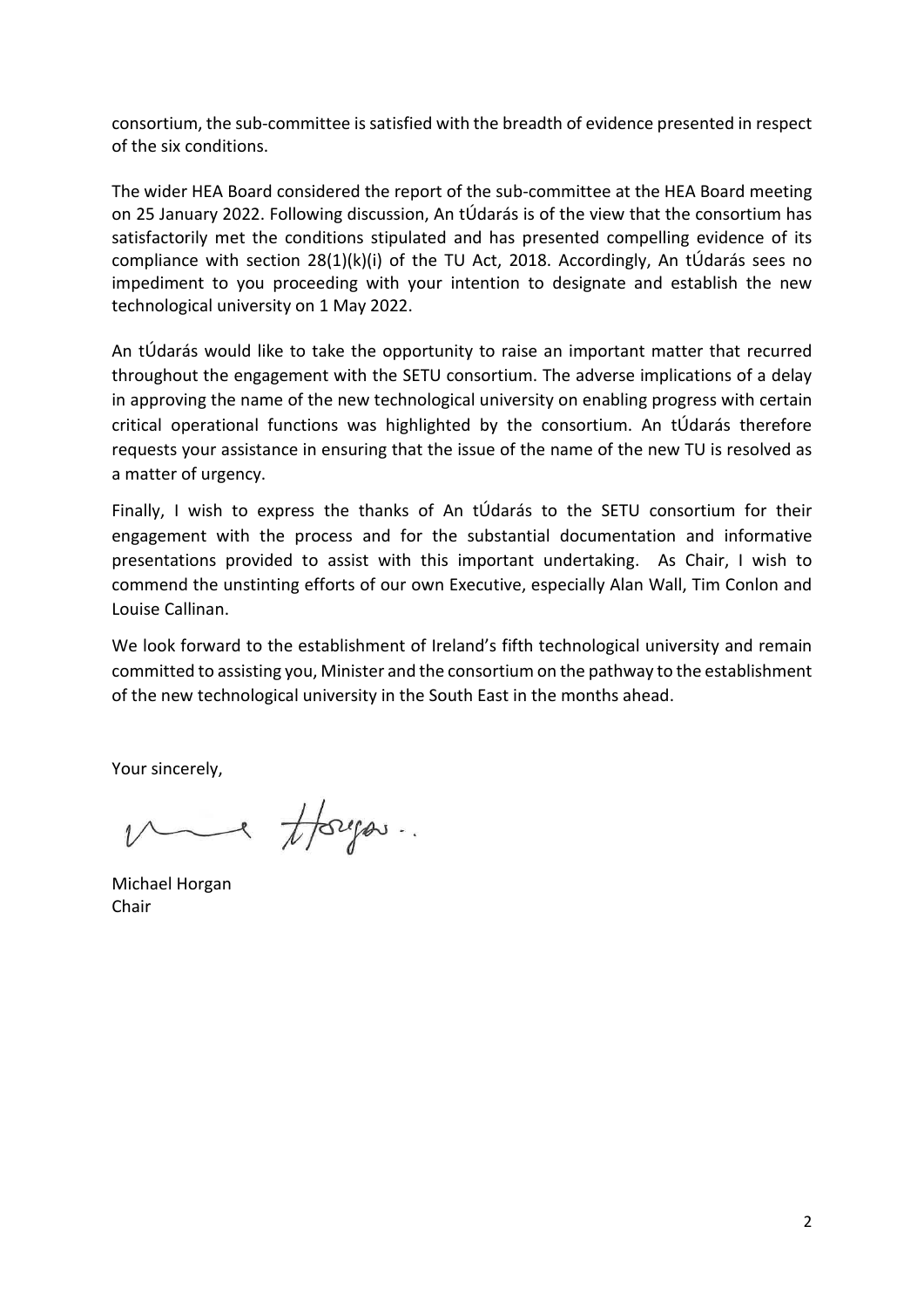consortium, the sub-committee is satisfied with the breadth of evidence presented in respect of the six conditions.

The wider HEA Board considered the report of the sub-committee at the HEA Board meeting on 25 January 2022. Following discussion, An tÚdarás is of the view that the consortium has satisfactorily met the conditions stipulated and has presented compelling evidence of its compliance with section 28(1)(k)(i) of the TU Act, 2018. Accordingly, An tÚdarás sees no impediment to you proceeding with your intention to designate and establish the new technological university on 1 May 2022.

An tÚdarás would like to take the opportunity to raise an important matter that recurred throughout the engagement with the SETU consortium. The adverse implications of a delay in approving the name of the new technological university on enabling progress with certain critical operational functions was highlighted by the consortium. An tÚdarás therefore requests your assistance in ensuring that the issue of the name of the new TU is resolved as a matter of urgency.

Finally, I wish to express the thanks of An tÚdarás to the SETU consortium for their engagement with the process and for the substantial documentation and informative presentations provided to assist with this important undertaking. As Chair, I wish to commend the unstinting efforts of our own Executive, especially Alan Wall, Tim Conlon and Louise Callinan.

We look forward to the establishment of Ireland's fifth technological university and remain committed to assisting you, Minister and the consortium on the pathway to the establishment of the new technological university in the South East in the months ahead.

Your sincerely,

Michael Horgan
Chair